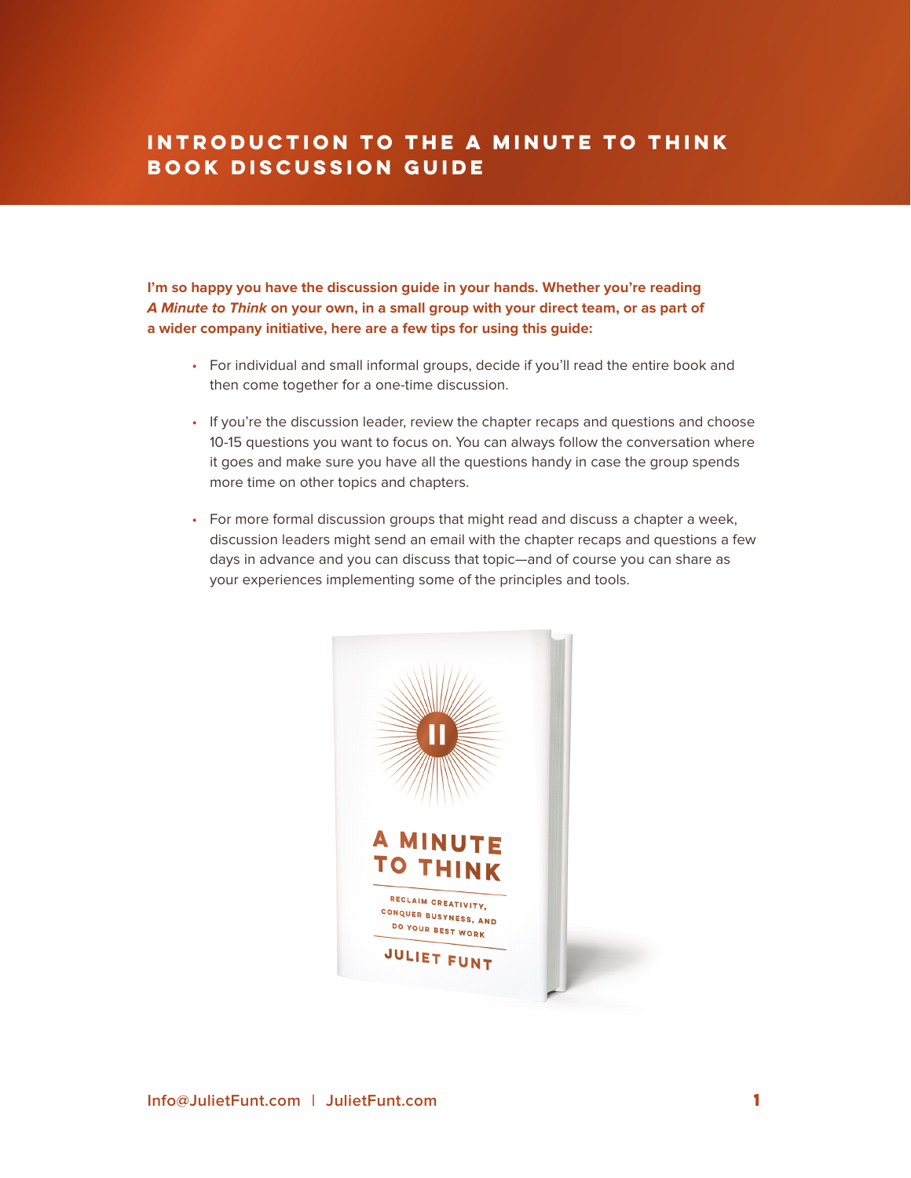# INTRODUCTION TO THE A MINUTE TO THINK BOOK DISCUSSION GUIDE

**I'm so happy you have the discussion guide in your hands. Whether you're reading *A Minute to Think* on your own, in a small group with your direct team, or as part of a wider company initiative, here are a few tips for using this guide:**

- For individual and small informal groups, decide if you'll read the entire book and then come together for a one-time discussion.
- If you're the discussion leader, review the chapter recaps and questions and choose 10-15 questions you want to focus on. You can always follow the conversation where it goes and make sure you have all the questions handy in case the group spends more time on other topics and chapters.
- For more formal discussion groups that might read and discuss a chapter a week, discussion leaders might send an email with the chapter recaps and questions a few days in advance and you can discuss that topic—and of course you can share as your experiences implementing some of the principles and tools.

A MINUTE TO THINK

RECLAIM CREATIVITY, CONQUER BUSYNESS, AND DO YOUR BEST WORK

JULIET FUNT

Info@JulietFunt.com | JulietFunt.com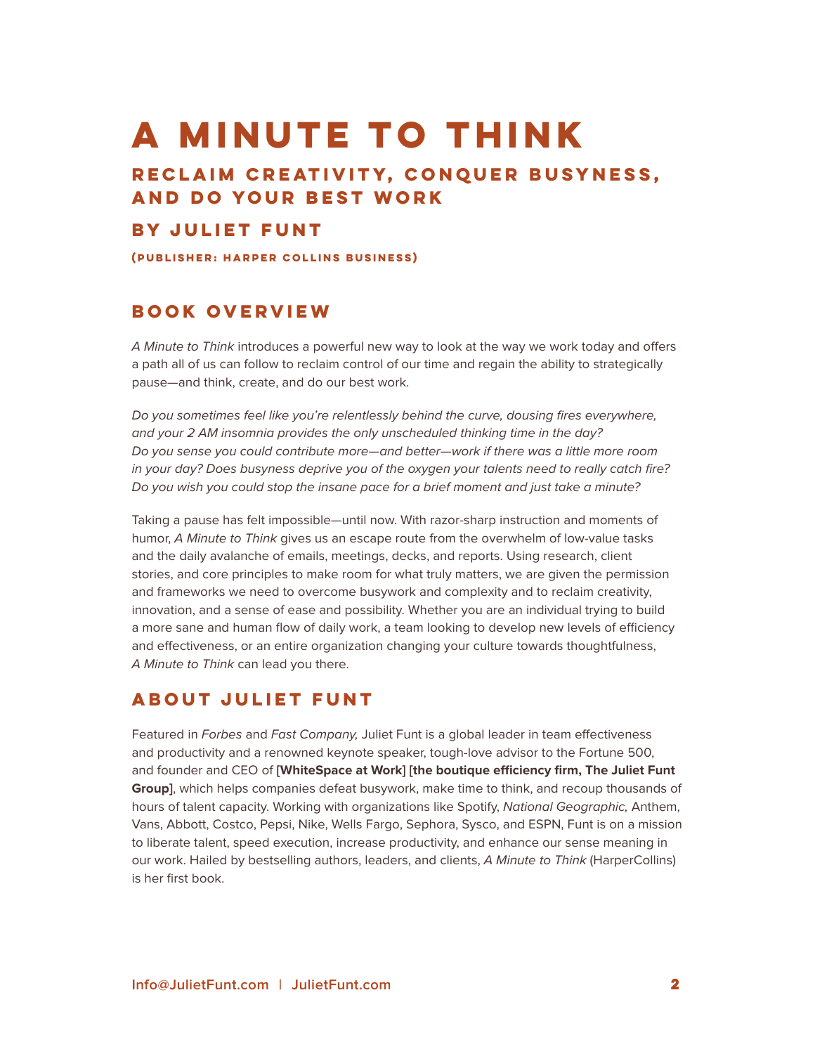# A MINUTE TO THINK

## RECLAIM CREATIVITY, CONQUER BUSYNESS, AND DO YOUR BEST WORK

### BY JULIET FUNT

**(PUBLISHER: HARPER COLLINS BUSINESS)**

## BOOK OVERVIEW

*A Minute to Think* introduces a powerful new way to look at the way we work today and offers a path all of us can follow to reclaim control of our time and regain the ability to strategically pause—and think, create, and do our best work.

*Do you sometimes feel like you're relentlessly behind the curve, dousing fires everywhere, and your 2 AM insomnia provides the only unscheduled thinking time in the day? Do you sense you could contribute more—and better—work if there was a little more room in your day? Does busyness deprive you of the oxygen your talents need to really catch fire? Do you wish you could stop the insane pace for a brief moment and just take a minute?*

Taking a pause has felt impossible—until now. With razor-sharp instruction and moments of humor, *A Minute to Think* gives us an escape route from the overwhelm of low-value tasks and the daily avalanche of emails, meetings, decks, and reports. Using research, client stories, and core principles to make room for what truly matters, we are given the permission and frameworks we need to overcome busywork and complexity and to reclaim creativity, innovation, and a sense of ease and possibility. Whether you are an individual trying to build a more sane and human flow of daily work, a team looking to develop new levels of efficiency and effectiveness, or an entire organization changing your culture towards thoughtfulness, *A Minute to Think* can lead you there.

## ABOUT JULIET FUNT

Featured in *Forbes* and *Fast Company,* Juliet Funt is a global leader in team effectiveness and productivity and a renowned keynote speaker, tough-love advisor to the Fortune 500, and founder and CEO of [**WhiteSpace at Work**] [**the boutique efficiency firm, The Juliet Funt Group**], which helps companies defeat busywork, make time to think, and recoup thousands of hours of talent capacity. Working with organizations like Spotify, *National Geographic,* Anthem, Vans, Abbott, Costco, Pepsi, Nike, Wells Fargo, Sephora, Sysco, and ESPN, Funt is on a mission to liberate talent, speed execution, increase productivity, and enhance our sense meaning in our work. Hailed by bestselling authors, leaders, and clients, *A Minute to Think* (HarperCollins) is her first book.

Info@JulietFunt.com | JulietFunt.com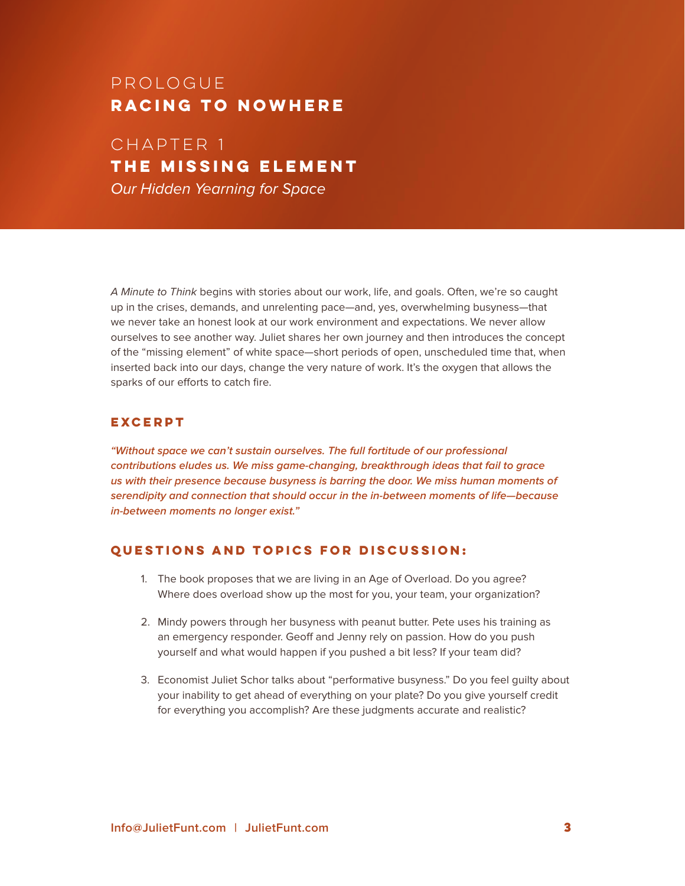# PROLOGUE
## RACING TO NOWHERE

# CHAPTER 1
## THE MISSING ELEMENT
*Our Hidden Yearning for Space*

*A Minute to Think* begins with stories about our work, life, and goals. Often, we're so caught up in the crises, demands, and unrelenting pace—and, yes, overwhelming busyness—that we never take an honest look at our work environment and expectations. We never allow ourselves to see another way. Juliet shares her own journey and then introduces the concept of the "missing element" of white space—short periods of open, unscheduled time that, when inserted back into our days, change the very nature of work. It's the oxygen that allows the sparks of our efforts to catch fire.

### EXCERPT

***"Without space we can't sustain ourselves. The full fortitude of our professional contributions eludes us. We miss game-changing, breakthrough ideas that fail to grace us with their presence because busyness is barring the door. We miss human moments of serendipity and connection that should occur in the in-between moments of life—because in-between moments no longer exist."***

### QUESTIONS AND TOPICS FOR DISCUSSION:

1. The book proposes that we are living in an Age of Overload. Do you agree? Where does overload show up the most for you, your team, your organization?

2. Mindy powers through her busyness with peanut butter. Pete uses his training as an emergency responder. Geoff and Jenny rely on passion. How do you push yourself and what would happen if you pushed a bit less? If your team did?

3. Economist Juliet Schor talks about "performative busyness." Do you feel guilty about your inability to get ahead of everything on your plate? Do you give yourself credit for everything you accomplish? Are these judgments accurate and realistic?

Info@JulietFunt.com | JulietFunt.com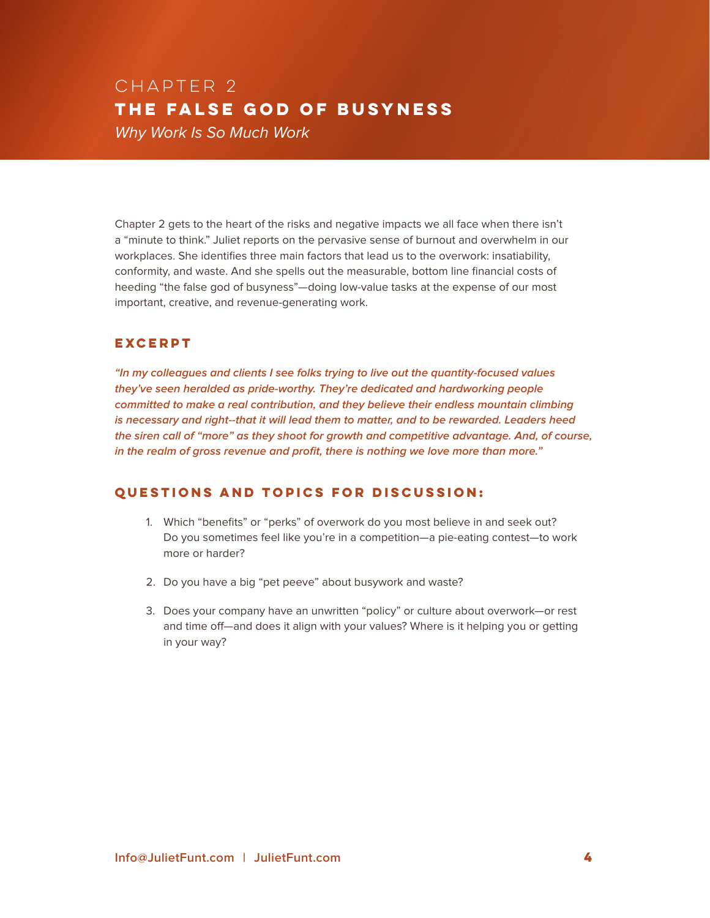# CHAPTER 2
# THE FALSE GOD OF BUSYNESS

*Why Work Is So Much Work*

Chapter 2 gets to the heart of the risks and negative impacts we all face when there isn't a "minute to think." Juliet reports on the pervasive sense of burnout and overwhelm in our workplaces. She identifies three main factors that lead us to the overwork: insatiability, conformity, and waste. And she spells out the measurable, bottom line financial costs of heeding "the false god of busyness"—doing low-value tasks at the expense of our most important, creative, and revenue-generating work.

## EXCERPT

***"In my colleagues and clients I see folks trying to live out the quantity-focused values they've seen heralded as pride-worthy. They're dedicated and hardworking people committed to make a real contribution, and they believe their endless mountain climbing is necessary and right--that it will lead them to matter, and to be rewarded. Leaders heed the siren call of "more" as they shoot for growth and competitive advantage. And, of course, in the realm of gross revenue and profit, there is nothing we love more than more."***

## QUESTIONS AND TOPICS FOR DISCUSSION:

1. Which "benefits" or "perks" of overwork do you most believe in and seek out? Do you sometimes feel like you're in a competition—a pie-eating contest—to work more or harder?

2. Do you have a big "pet peeve" about busywork and waste?

3. Does your company have an unwritten "policy" or culture about overwork—or rest and time off—and does it align with your values? Where is it helping you or getting in your way?

Info@JulietFunt.com | JulietFunt.com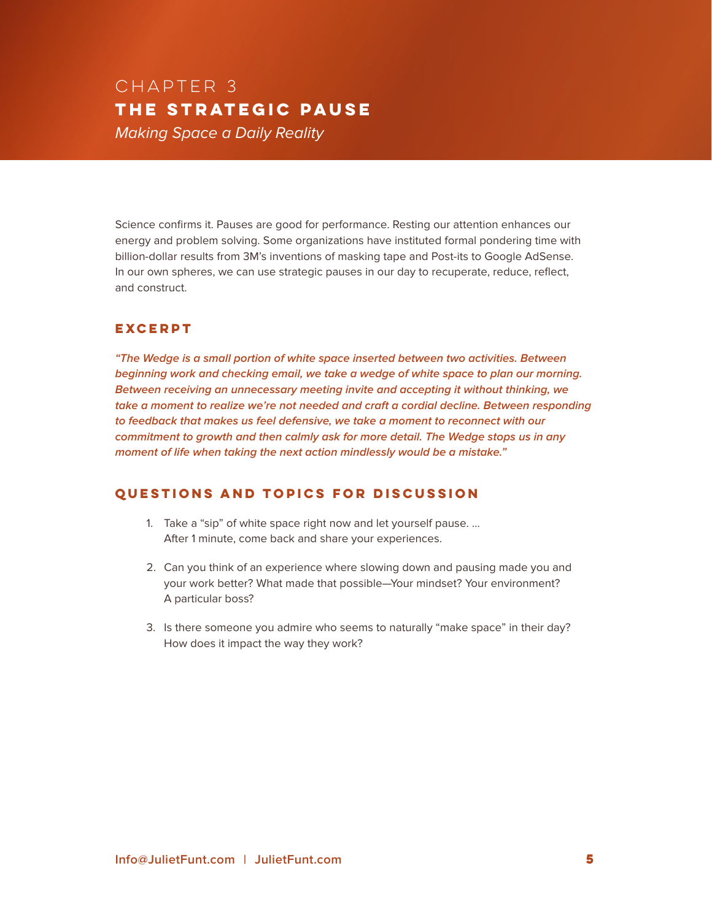# CHAPTER 3

## THE STRATEGIC PAUSE

*Making Space a Daily Reality*

Science confirms it. Pauses are good for performance. Resting our attention enhances our energy and problem solving. Some organizations have instituted formal pondering time with billion-dollar results from 3M's inventions of masking tape and Post-its to Google AdSense. In our own spheres, we can use strategic pauses in our day to recuperate, reduce, reflect, and construct.

### EXCERPT

***"The Wedge is a small portion of white space inserted between two activities. Between beginning work and checking email, we take a wedge of white space to plan our morning. Between receiving an unnecessary meeting invite and accepting it without thinking, we take a moment to realize we're not needed and craft a cordial decline. Between responding to feedback that makes us feel defensive, we take a moment to reconnect with our commitment to growth and then calmly ask for more detail. The Wedge stops us in any moment of life when taking the next action mindlessly would be a mistake."***

### QUESTIONS AND TOPICS FOR DISCUSSION

1. Take a "sip" of white space right now and let yourself pause. …
   After 1 minute, come back and share your experiences.

2. Can you think of an experience where slowing down and pausing made you and your work better? What made that possible—Your mindset? Your environment? A particular boss?

3. Is there someone you admire who seems to naturally "make space" in their day? How does it impact the way they work?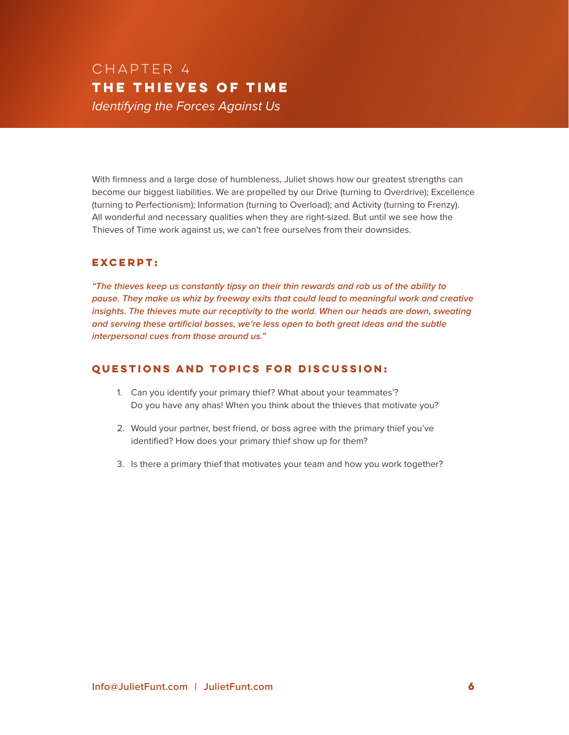# CHAPTER 4
## THE THIEVES OF TIME
*Identifying the Forces Against Us*

With firmness and a large dose of humbleness, Juliet shows how our greatest strengths can become our biggest liabilities. We are propelled by our Drive (turning to Overdrive); Excellence (turning to Perfectionism); Information (turning to Overload); and Activity (turning to Frenzy). All wonderful and necessary qualities when they are right-sized. But until we see how the Thieves of Time work against us, we can't free ourselves from their downsides.

### EXCERPT:

***"The thieves keep us constantly tipsy on their thin rewards and rob us of the ability to pause. They make us whiz by freeway exits that could lead to meaningful work and creative insights. The thieves mute our receptivity to the world. When our heads are down, sweating and serving these artificial bosses, we're less open to both great ideas and the subtle interpersonal cues from those around us."***

### QUESTIONS AND TOPICS FOR DISCUSSION:

1. Can you identify your primary thief? What about your teammates'? Do you have any ahas! When you think about the thieves that motivate you?

2. Would your partner, best friend, or boss agree with the primary thief you've identified? How does your primary thief show up for them?

3. Is there a primary thief that motivates your team and how you work together?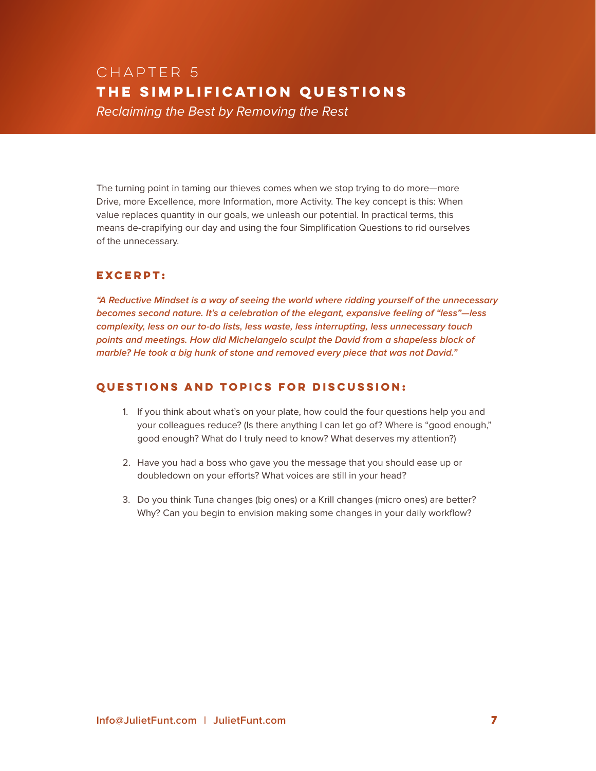# CHAPTER 5

## THE SIMPLIFICATION QUESTIONS

*Reclaiming the Best by Removing the Rest*

The turning point in taming our thieves comes when we stop trying to do more—more Drive, more Excellence, more Information, more Activity. The key concept is this: When value replaces quantity in our goals, we unleash our potential. In practical terms, this means de-crapifying our day and using the four Simplification Questions to rid ourselves of the unnecessary.

### EXCERPT:

***"A Reductive Mindset is a way of seeing the world where ridding yourself of the unnecessary becomes second nature. It's a celebration of the elegant, expansive feeling of "less"—less complexity, less on our to-do lists, less waste, less interrupting, less unnecessary touch points and meetings. How did Michelangelo sculpt the David from a shapeless block of marble? He took a big hunk of stone and removed every piece that was not David."***

### QUESTIONS AND TOPICS FOR DISCUSSION:

1. If you think about what's on your plate, how could the four questions help you and your colleagues reduce? (Is there anything I can let go of? Where is "good enough," good enough? What do I truly need to know? What deserves my attention?)

2. Have you had a boss who gave you the message that you should ease up or doubledown on your efforts? What voices are still in your head?

3. Do you think Tuna changes (big ones) or a Krill changes (micro ones) are better? Why? Can you begin to envision making some changes in your daily workflow?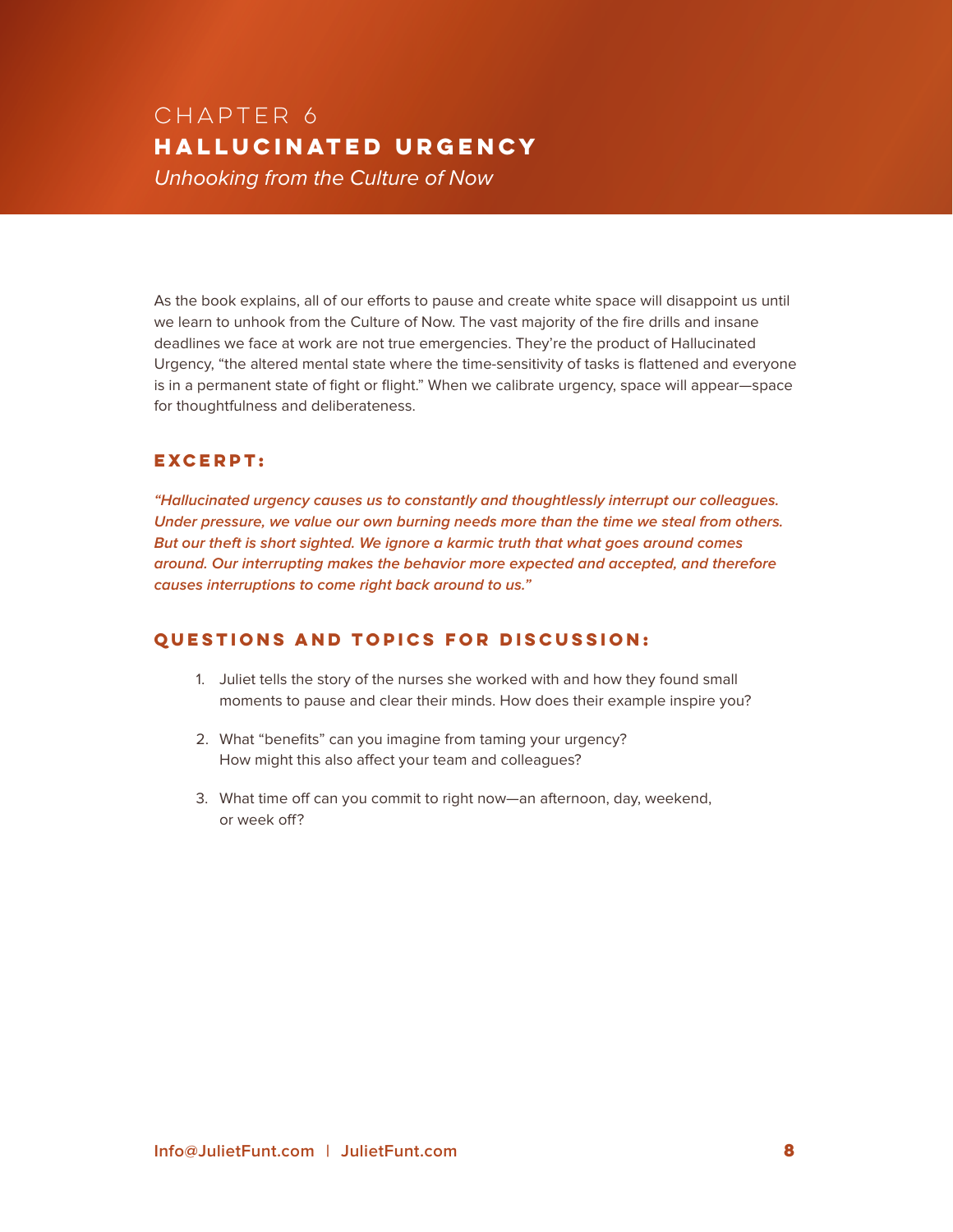# CHAPTER 6

## HALLUCINATED URGENCY

*Unhooking from the Culture of Now*

As the book explains, all of our efforts to pause and create white space will disappoint us until we learn to unhook from the Culture of Now. The vast majority of the fire drills and insane deadlines we face at work are not true emergencies. They're the product of Hallucinated Urgency, "the altered mental state where the time-sensitivity of tasks is flattened and everyone is in a permanent state of fight or flight." When we calibrate urgency, space will appear—space for thoughtfulness and deliberateness.

### EXCERPT:

***"Hallucinated urgency causes us to constantly and thoughtlessly interrupt our colleagues. Under pressure, we value our own burning needs more than the time we steal from others. But our theft is short sighted. We ignore a karmic truth that what goes around comes around. Our interrupting makes the behavior more expected and accepted, and therefore causes interruptions to come right back around to us."***

### QUESTIONS AND TOPICS FOR DISCUSSION:

1. Juliet tells the story of the nurses she worked with and how they found small moments to pause and clear their minds. How does their example inspire you?
2. What "benefits" can you imagine from taming your urgency? How might this also affect your team and colleagues?
3. What time off can you commit to right now—an afternoon, day, weekend, or week off?

Info@JulietFunt.com | JulietFunt.com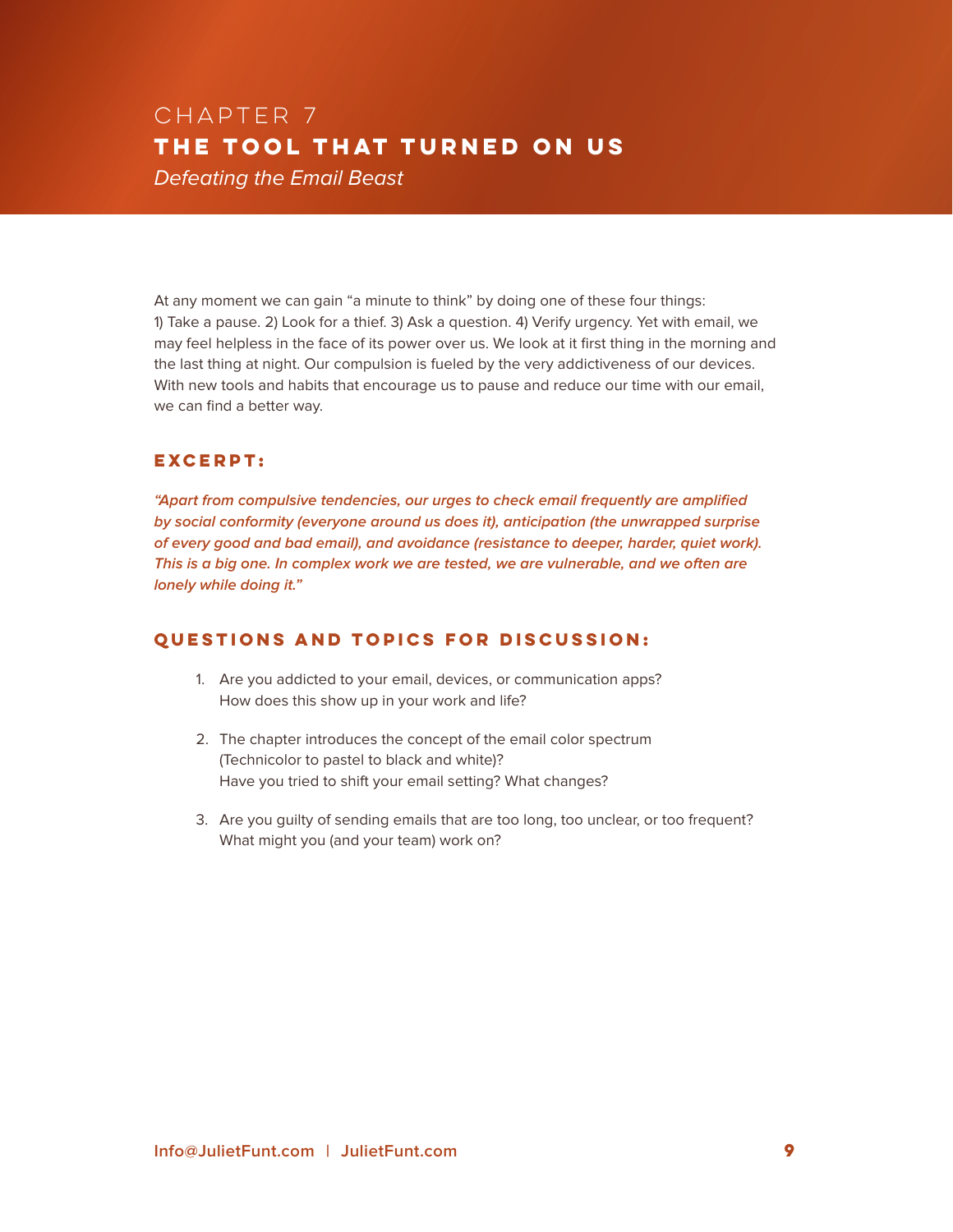# CHAPTER 7
## THE TOOL THAT TURNED ON US
*Defeating the Email Beast*

At any moment we can gain "a minute to think" by doing one of these four things: 1) Take a pause. 2) Look for a thief. 3) Ask a question. 4) Verify urgency. Yet with email, we may feel helpless in the face of its power over us. We look at it first thing in the morning and the last thing at night. Our compulsion is fueled by the very addictiveness of our devices. With new tools and habits that encourage us to pause and reduce our time with our email, we can find a better way.

### EXCERPT:

***"Apart from compulsive tendencies, our urges to check email frequently are amplified by social conformity (everyone around us does it), anticipation (the unwrapped surprise of every good and bad email), and avoidance (resistance to deeper, harder, quiet work). This is a big one. In complex work we are tested, we are vulnerable, and we often are lonely while doing it."***

### QUESTIONS AND TOPICS FOR DISCUSSION:

1. Are you addicted to your email, devices, or communication apps? How does this show up in your work and life?

2. The chapter introduces the concept of the email color spectrum (Technicolor to pastel to black and white)? Have you tried to shift your email setting? What changes?

3. Are you guilty of sending emails that are too long, too unclear, or too frequent? What might you (and your team) work on?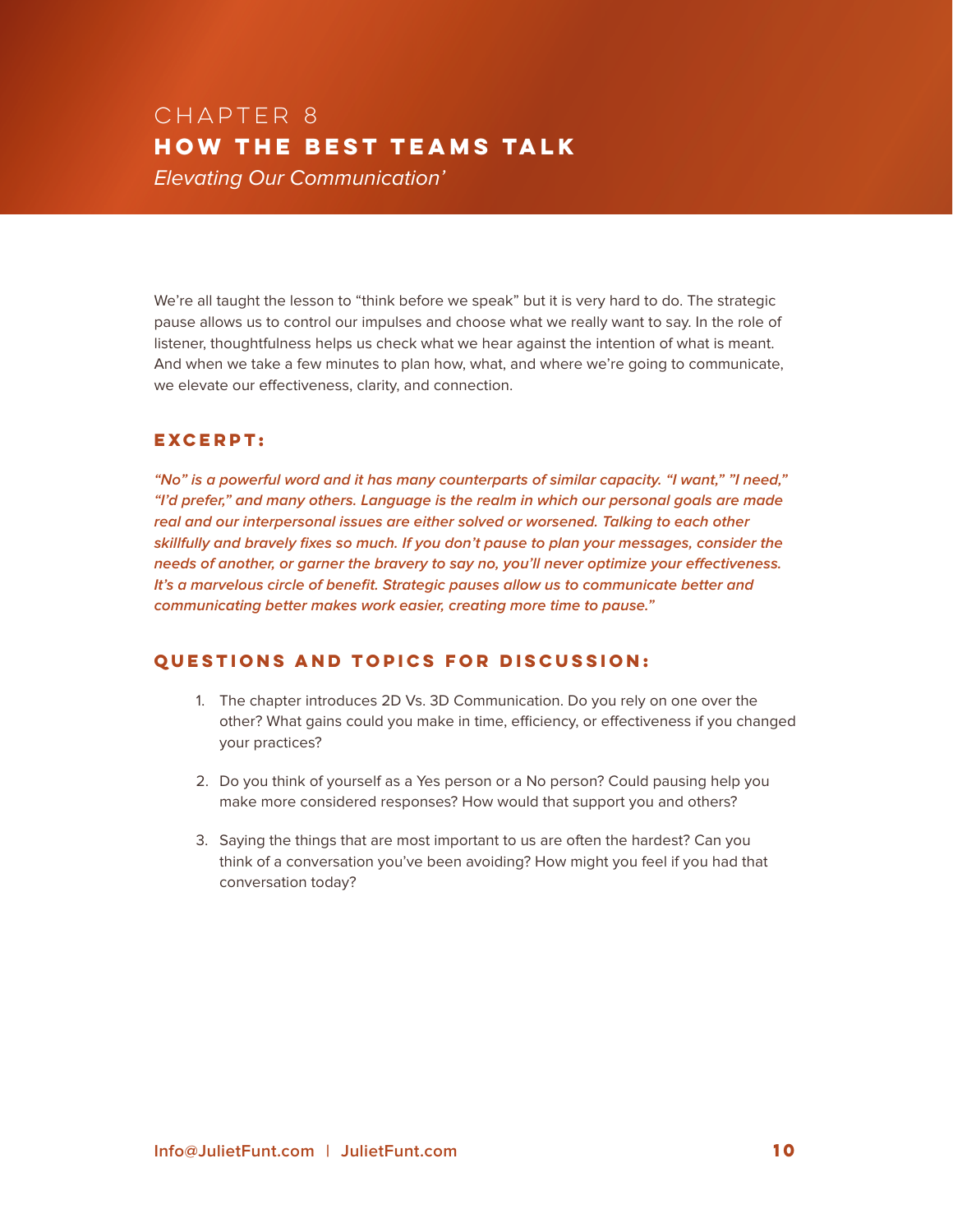# CHAPTER 8

## HOW THE BEST TEAMS TALK

*Elevating Our Communication'*

We're all taught the lesson to "think before we speak" but it is very hard to do. The strategic pause allows us to control our impulses and choose what we really want to say. In the role of listener, thoughtfulness helps us check what we hear against the intention of what is meant. And when we take a few minutes to plan how, what, and where we're going to communicate, we elevate our effectiveness, clarity, and connection.

### EXCERPT:

***"No" is a powerful word and it has many counterparts of similar capacity. "I want," "I need," "I'd prefer," and many others. Language is the realm in which our personal goals are made real and our interpersonal issues are either solved or worsened. Talking to each other skillfully and bravely fixes so much. If you don't pause to plan your messages, consider the needs of another, or garner the bravery to say no, you'll never optimize your effectiveness. It's a marvelous circle of benefit. Strategic pauses allow us to communicate better and communicating better makes work easier, creating more time to pause."***

### QUESTIONS AND TOPICS FOR DISCUSSION:

1. The chapter introduces 2D Vs. 3D Communication. Do you rely on one over the other? What gains could you make in time, efficiency, or effectiveness if you changed your practices?

2. Do you think of yourself as a Yes person or a No person? Could pausing help you make more considered responses? How would that support you and others?

3. Saying the things that are most important to us are often the hardest? Can you think of a conversation you've been avoiding? How might you feel if you had that conversation today?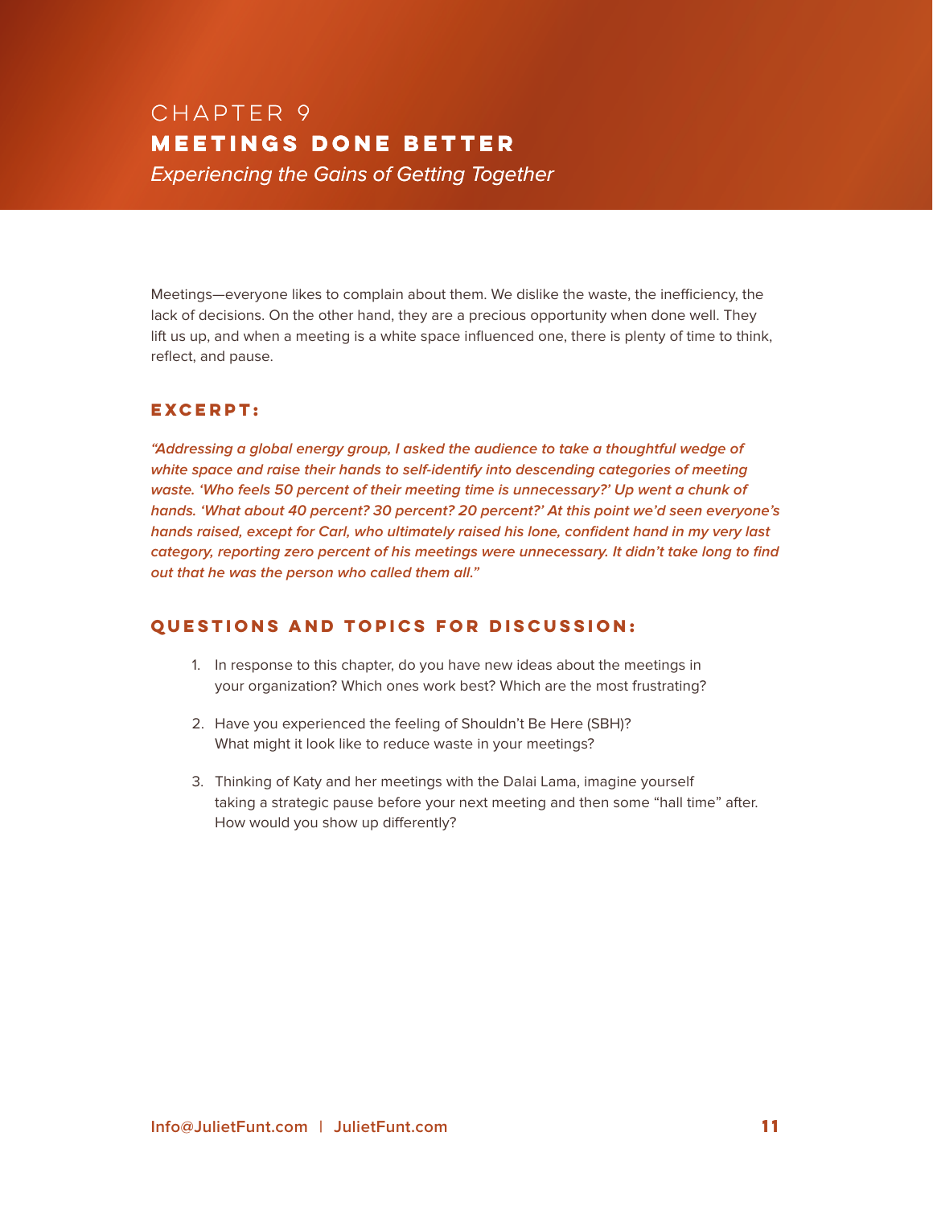# CHAPTER 9

## MEETINGS DONE BETTER

*Experiencing the Gains of Getting Together*

Meetings—everyone likes to complain about them. We dislike the waste, the inefficiency, the lack of decisions. On the other hand, they are a precious opportunity when done well. They lift us up, and when a meeting is a white space influenced one, there is plenty of time to think, reflect, and pause.

### EXCERPT:

***"Addressing a global energy group, I asked the audience to take a thoughtful wedge of white space and raise their hands to self-identify into descending categories of meeting waste. 'Who feels 50 percent of their meeting time is unnecessary?' Up went a chunk of hands. 'What about 40 percent? 30 percent? 20 percent?' At this point we'd seen everyone's hands raised, except for Carl, who ultimately raised his lone, confident hand in my very last category, reporting zero percent of his meetings were unnecessary. It didn't take long to find out that he was the person who called them all."***

### QUESTIONS AND TOPICS FOR DISCUSSION:

1. In response to this chapter, do you have new ideas about the meetings in your organization? Which ones work best? Which are the most frustrating?

2. Have you experienced the feeling of Shouldn't Be Here (SBH)? What might it look like to reduce waste in your meetings?

3. Thinking of Katy and her meetings with the Dalai Lama, imagine yourself taking a strategic pause before your next meeting and then some "hall time" after. How would you show up differently?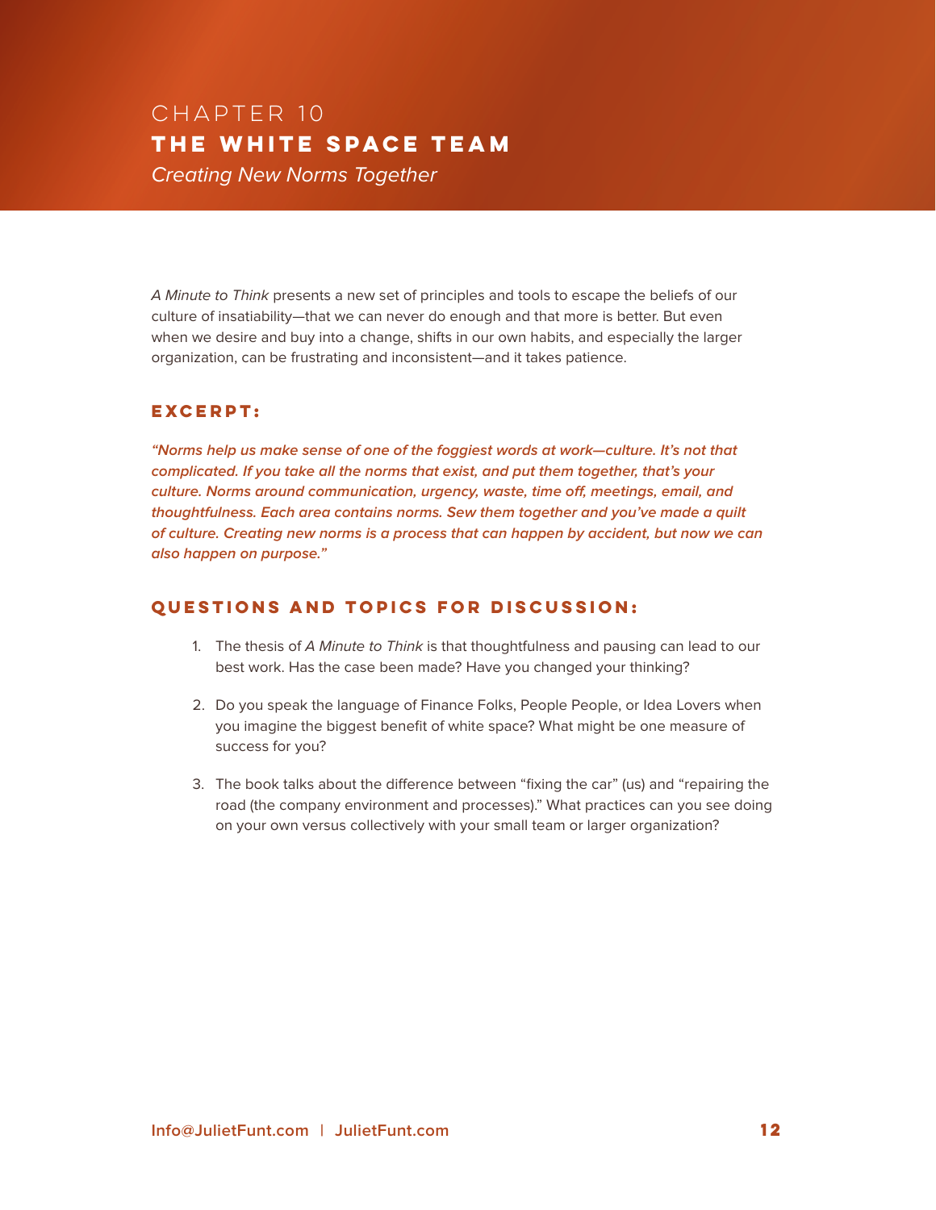# CHAPTER 10
## THE WHITE SPACE TEAM
*Creating New Norms Together*

*A Minute to Think* presents a new set of principles and tools to escape the beliefs of our culture of insatiability—that we can never do enough and that more is better. But even when we desire and buy into a change, shifts in our own habits, and especially the larger organization, can be frustrating and inconsistent—and it takes patience.

### EXCERPT:

***"Norms help us make sense of one of the foggiest words at work—culture. It's not that complicated. If you take all the norms that exist, and put them together, that's your culture. Norms around communication, urgency, waste, time off, meetings, email, and thoughtfulness. Each area contains norms. Sew them together and you've made a quilt of culture. Creating new norms is a process that can happen by accident, but now we can also happen on purpose."***

### QUESTIONS AND TOPICS FOR DISCUSSION:

1. The thesis of *A Minute to Think* is that thoughtfulness and pausing can lead to our best work. Has the case been made? Have you changed your thinking?

2. Do you speak the language of Finance Folks, People People, or Idea Lovers when you imagine the biggest benefit of white space? What might be one measure of success for you?

3. The book talks about the difference between "fixing the car" (us) and "repairing the road (the company environment and processes)." What practices can you see doing on your own versus collectively with your small team or larger organization?

Info@JulietFunt.com | JulietFunt.com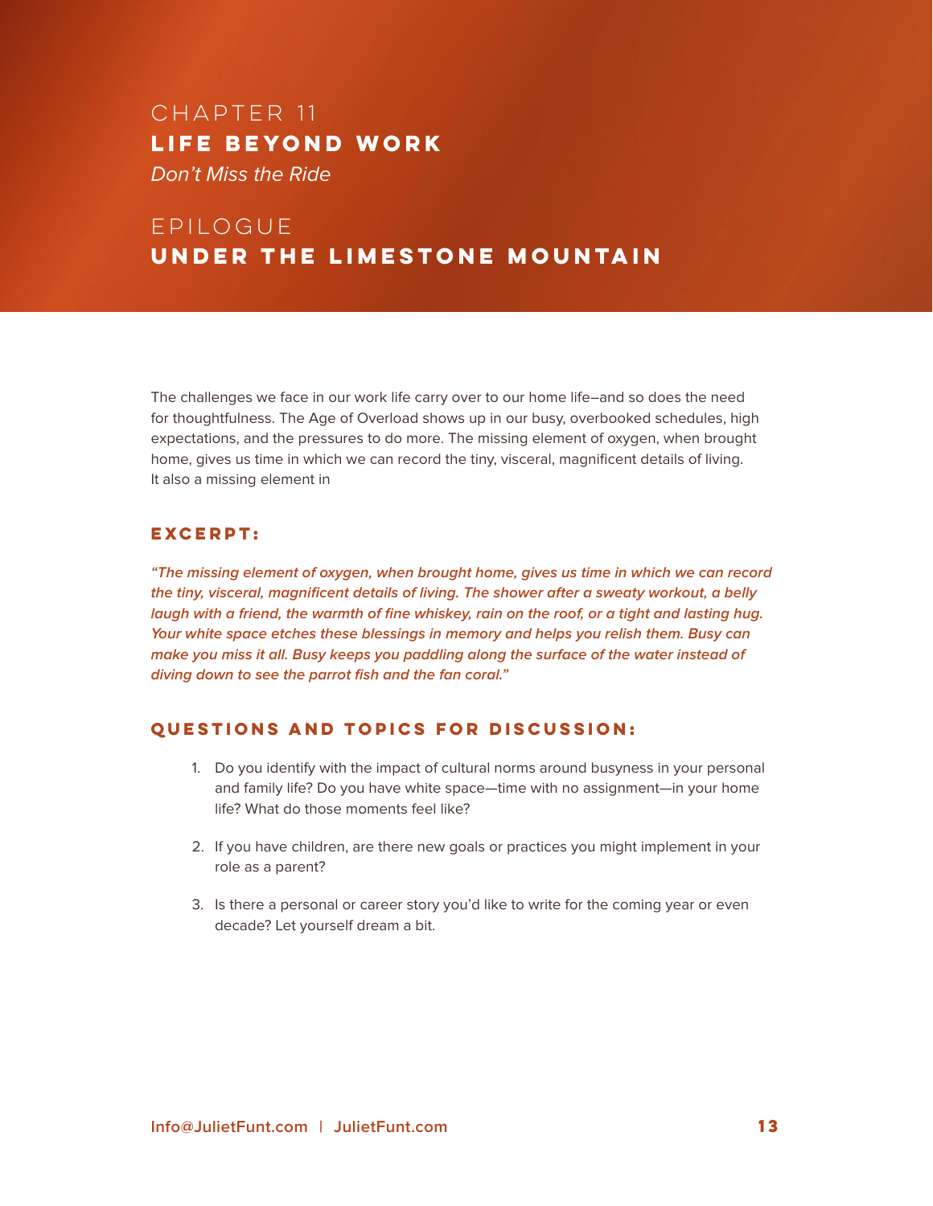## CHAPTER 11

# LIFE BEYOND WORK

*Don't Miss the Ride*

## EPILOGUE

# UNDER THE LIMESTONE MOUNTAIN

The challenges we face in our work life carry over to our home life–and so does the need for thoughtfulness. The Age of Overload shows up in our busy, overbooked schedules, high expectations, and the pressures to do more. The missing element of oxygen, when brought home, gives us time in which we can record the tiny, visceral, magnificent details of living. It also a missing element in

### EXCERPT:

***"The missing element of oxygen, when brought home, gives us time in which we can record the tiny, visceral, magnificent details of living. The shower after a sweaty workout, a belly laugh with a friend, the warmth of fine whiskey, rain on the roof, or a tight and lasting hug. Your white space etches these blessings in memory and helps you relish them. Busy can make you miss it all. Busy keeps you paddling along the surface of the water instead of diving down to see the parrot fish and the fan coral."***

### QUESTIONS AND TOPICS FOR DISCUSSION:

1. Do you identify with the impact of cultural norms around busyness in your personal and family life? Do you have white space—time with no assignment—in your home life? What do those moments feel like?

2. If you have children, are there new goals or practices you might implement in your role as a parent?

3. Is there a personal or career story you'd like to write for the coming year or even decade? Let yourself dream a bit.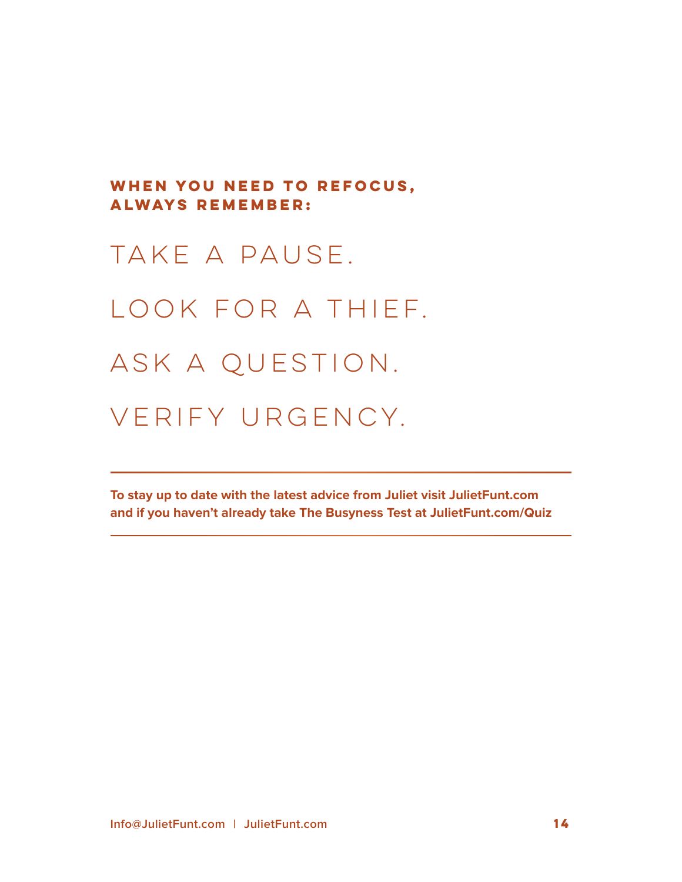**WHEN YOU NEED TO REFOCUS, ALWAYS REMEMBER:**

TAKE A PAUSE.

LOOK FOR A THIEF.

ASK A QUESTION.

VERIFY URGENCY.

---

**To stay up to date with the latest advice from Juliet visit JulietFunt.com and if you haven't already take The Busyness Test at JulietFunt.com/Quiz**

---

Info@JulietFunt.com | JulietFunt.com